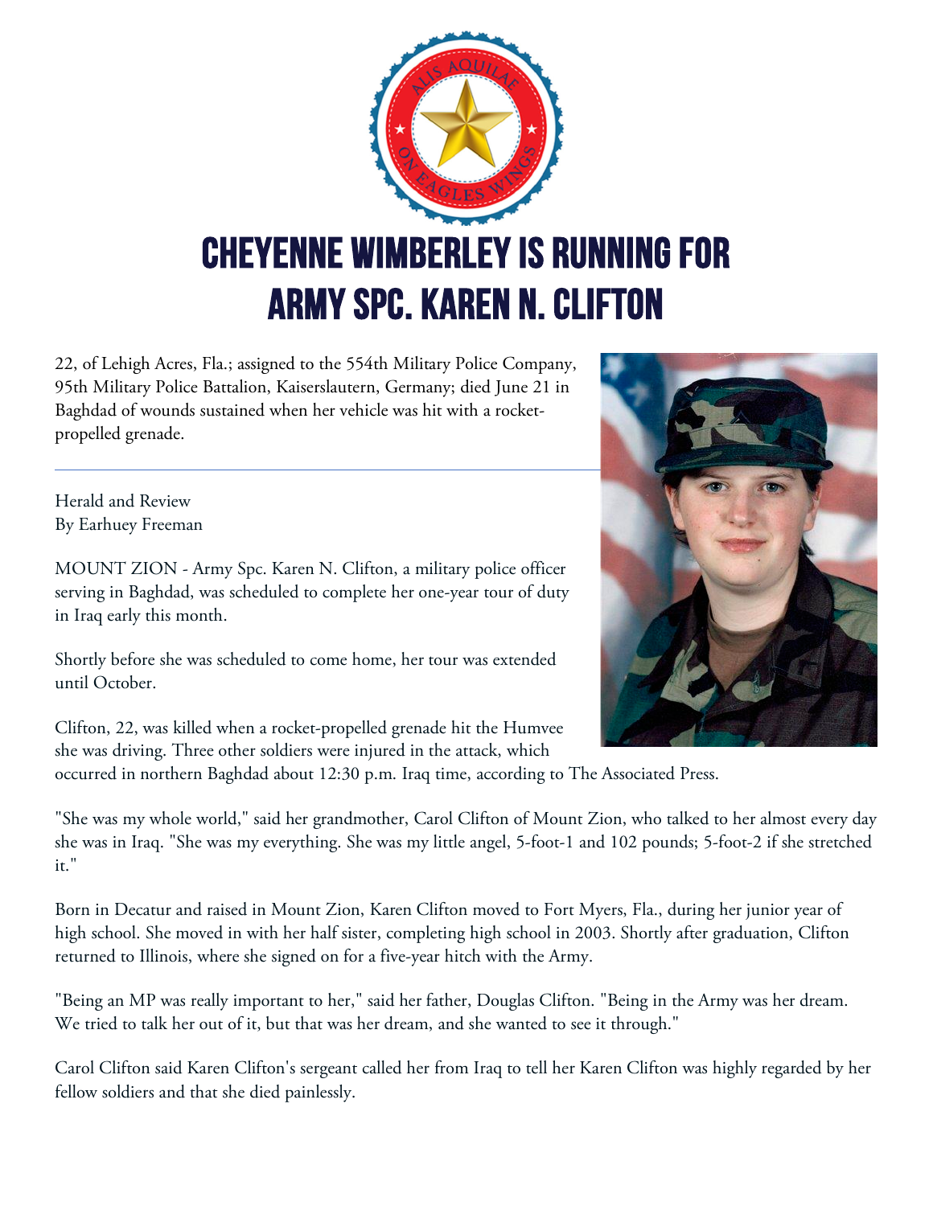# CHEYENNE WIMBERLEY IS RUNNING FOR ARMY SPC. KAREN N. CLIFTON

22, of Lehigh Acres, Fla.; assigned to the 554th Military Police Company, 95th Military Police Battalion, Kaiserslautern, Germany; died June 21 in Baghdad of wounds sustained when her vehicle was hit with a rocket-propelled grenade.

---

Herald and Review
By Earhuey Freeman

MOUNT ZION - Army Spc. Karen N. Clifton, a military police officer serving in Baghdad, was scheduled to complete her one-year tour of duty in Iraq early this month.

Shortly before she was scheduled to come home, her tour was extended until October.

Clifton, 22, was killed when a rocket-propelled grenade hit the Humvee she was driving. Three other soldiers were injured in the attack, which occurred in northern Baghdad about 12:30 p.m. Iraq time, according to The Associated Press.

"She was my whole world," said her grandmother, Carol Clifton of Mount Zion, who talked to her almost every day she was in Iraq. "She was my everything. She was my little angel, 5-foot-1 and 102 pounds; 5-foot-2 if she stretched it."

Born in Decatur and raised in Mount Zion, Karen Clifton moved to Fort Myers, Fla., during her junior year of high school. She moved in with her half sister, completing high school in 2003. Shortly after graduation, Clifton returned to Illinois, where she signed on for a five-year hitch with the Army.

"Being an MP was really important to her," said her father, Douglas Clifton. "Being in the Army was her dream. We tried to talk her out of it, but that was her dream, and she wanted to see it through."

Carol Clifton said Karen Clifton's sergeant called her from Iraq to tell her Karen Clifton was highly regarded by her fellow soldiers and that she died painlessly.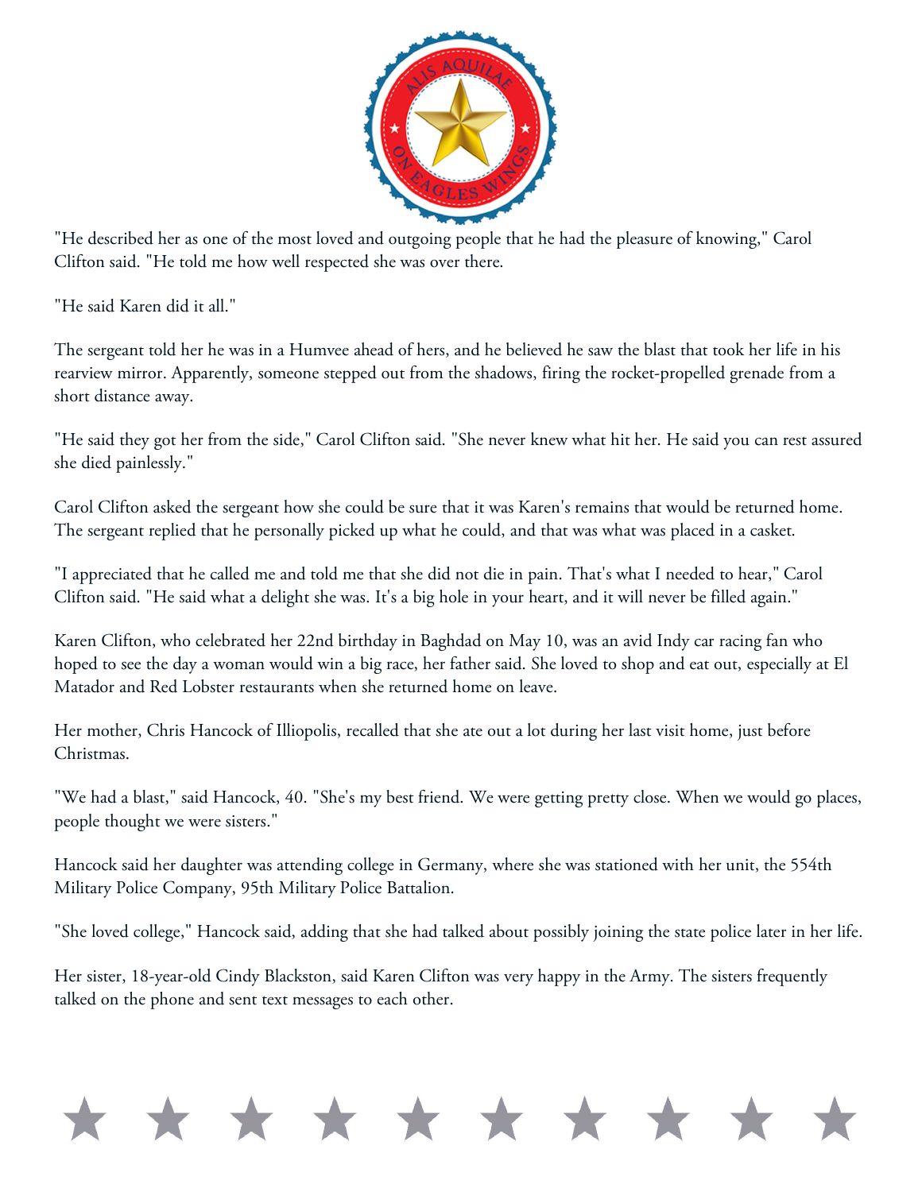"He described her as one of the most loved and outgoing people that he had the pleasure of knowing," Carol Clifton said. "He told me how well respected she was over there.

"He said Karen did it all."

The sergeant told her he was in a Humvee ahead of hers, and he believed he saw the blast that took her life in his rearview mirror. Apparently, someone stepped out from the shadows, firing the rocket-propelled grenade from a short distance away.

"He said they got her from the side," Carol Clifton said. "She never knew what hit her. He said you can rest assured she died painlessly."

Carol Clifton asked the sergeant how she could be sure that it was Karen's remains that would be returned home. The sergeant replied that he personally picked up what he could, and that was what was placed in a casket.

"I appreciated that he called me and told me that she did not die in pain. That's what I needed to hear," Carol Clifton said. "He said what a delight she was. It's a big hole in your heart, and it will never be filled again."

Karen Clifton, who celebrated her 22nd birthday in Baghdad on May 10, was an avid Indy car racing fan who hoped to see the day a woman would win a big race, her father said. She loved to shop and eat out, especially at El Matador and Red Lobster restaurants when she returned home on leave.

Her mother, Chris Hancock of Illiopolis, recalled that she ate out a lot during her last visit home, just before Christmas.

"We had a blast," said Hancock, 40. "She's my best friend. We were getting pretty close. When we would go places, people thought we were sisters."

Hancock said her daughter was attending college in Germany, where she was stationed with her unit, the 554th Military Police Company, 95th Military Police Battalion.

"She loved college," Hancock said, adding that she had talked about possibly joining the state police later in her life.

Her sister, 18-year-old Cindy Blackston, said Karen Clifton was very happy in the Army. The sisters frequently talked on the phone and sent text messages to each other.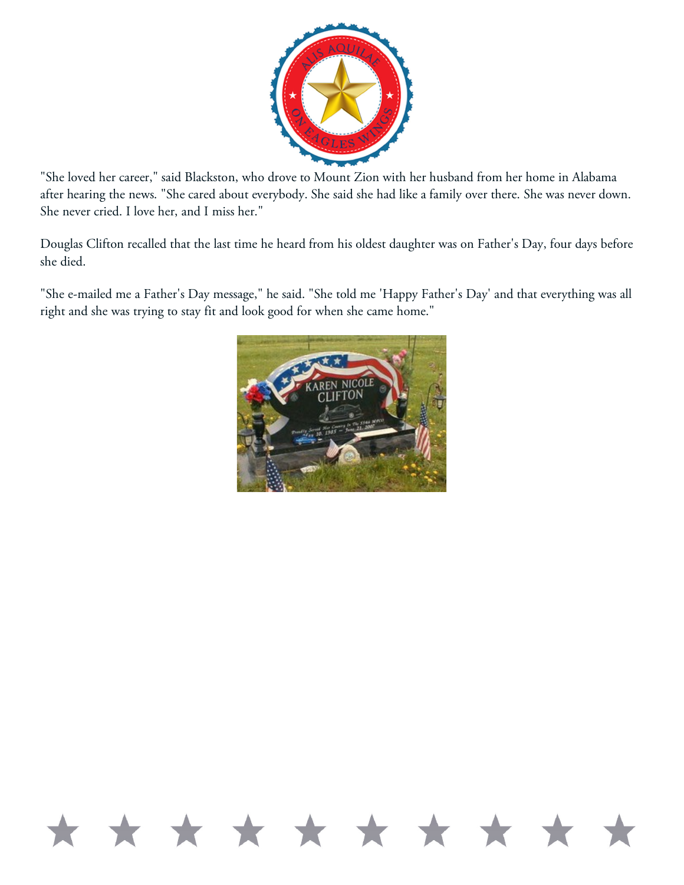"She loved her career," said Blackston, who drove to Mount Zion with her husband from her home in Alabama after hearing the news. "She cared about everybody. She said she had like a family over there. She was never down. She never cried. I love her, and I miss her."

Douglas Clifton recalled that the last time he heard from his oldest daughter was on Father's Day, four days before she died.

"She e-mailed me a Father's Day message," he said. "She told me 'Happy Father's Day' and that everything was all right and she was trying to stay fit and look good for when she came home."